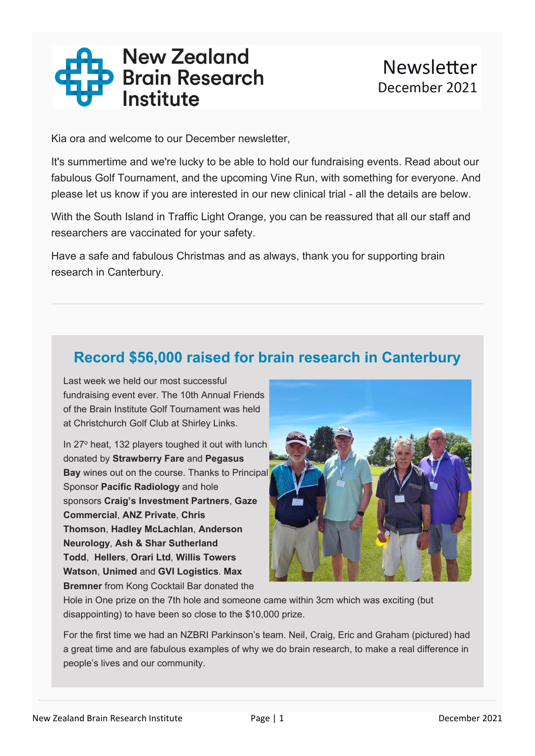# New Zealand Brain Research Institute

**Newsletter**
December 2021

Kia ora and welcome to our December newsletter,

It's summertime and we're lucky to be able to hold our fundraising events. Read about our fabulous Golf Tournament, and the upcoming Vine Run, with something for everyone. And please let us know if you are interested in our new clinical trial - all the details are below.

With the South Island in Traffic Light Orange, you can be reassured that all our staff and researchers are vaccinated for your safety.

Have a safe and fabulous Christmas and as always, thank you for supporting brain research in Canterbury.

---

## Record $56,000 raised for brain research in Canterbury

Last week we held our most successful fundraising event ever. The 10th Annual Friends of the Brain Institute Golf Tournament was held at Christchurch Golf Club at Shirley Links.

In 27° heat, 132 players toughed it out with lunch donated by **Strawberry Fare** and **Pegasus Bay** wines out on the course. Thanks to Principal Sponsor **Pacific Radiology** and hole sponsors **Craig's Investment Partners**, **Gaze Commercial**, **ANZ Private**, **Chris Thomson**, **Hadley McLachlan**, **Anderson Neurology**, **Ash & Shar Sutherland Todd**, **Hellers**, **Orari Ltd**, **Willis Towers Watson**, **Unimed** and **GVI Logistics**. **Max Bremner** from Kong Cocktail Bar donated the Hole in One prize on the 7th hole and someone came within 3cm which was exciting (but disappointing) to have been so close to the $10,000 prize.

For the first time we had an NZBRI Parkinson's team. Neil, Craig, Eric and Graham (pictured) had a great time and are fabulous examples of why we do brain research, to make a real difference in people's lives and our community.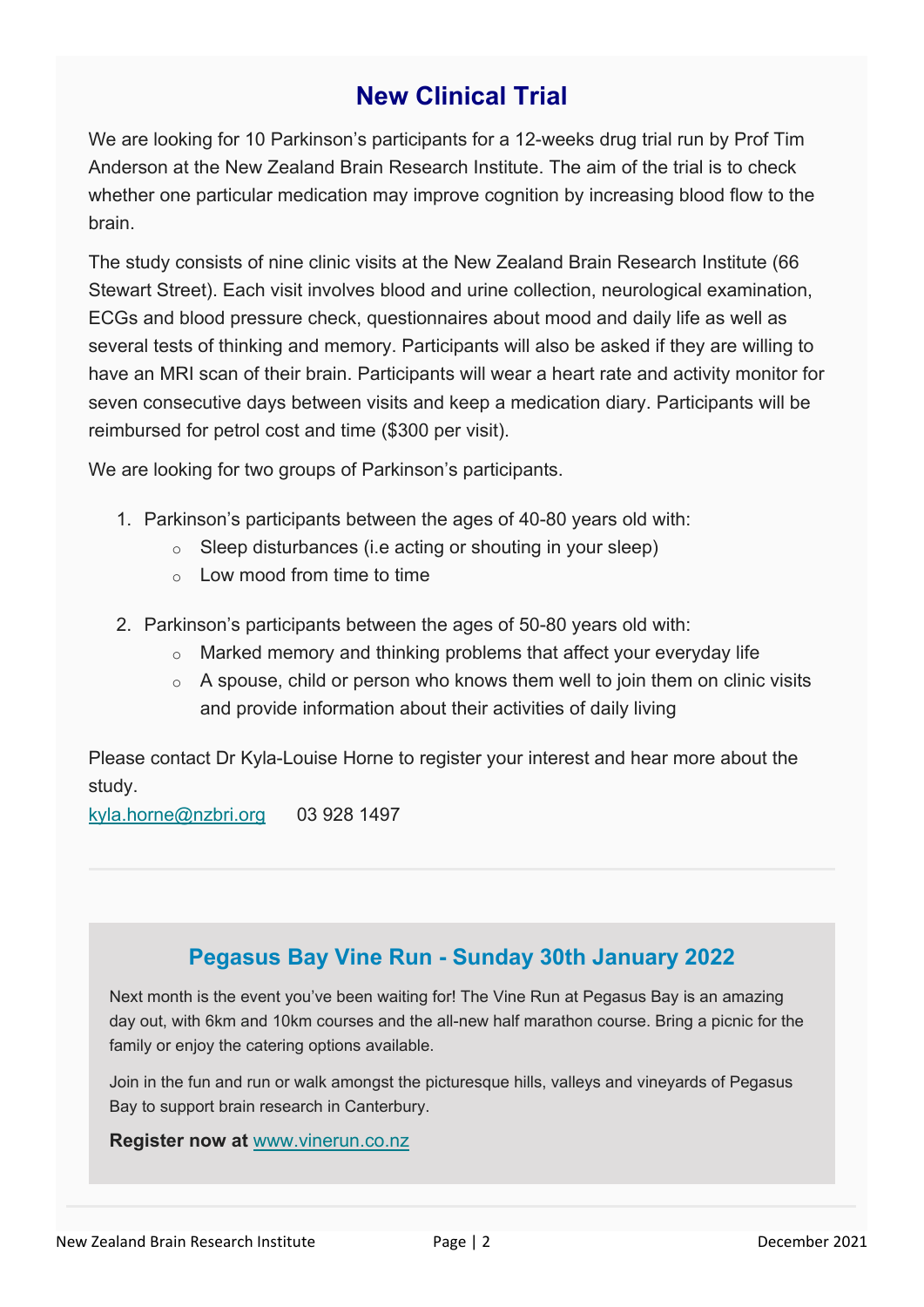## New Clinical Trial

We are looking for 10 Parkinson's participants for a 12-weeks drug trial run by Prof Tim Anderson at the New Zealand Brain Research Institute. The aim of the trial is to check whether one particular medication may improve cognition by increasing blood flow to the brain.

The study consists of nine clinic visits at the New Zealand Brain Research Institute (66 Stewart Street). Each visit involves blood and urine collection, neurological examination, ECGs and blood pressure check, questionnaires about mood and daily life as well as several tests of thinking and memory. Participants will also be asked if they are willing to have an MRI scan of their brain. Participants will wear a heart rate and activity monitor for seven consecutive days between visits and keep a medication diary. Participants will be reimbursed for petrol cost and time ($300 per visit).

We are looking for two groups of Parkinson's participants.

1. Parkinson's participants between the ages of 40-80 years old with:
    - Sleep disturbances (i.e acting or shouting in your sleep)
    - Low mood from time to time

2. Parkinson's participants between the ages of 50-80 years old with:
    - Marked memory and thinking problems that affect your everyday life
    - A spouse, child or person who knows them well to join them on clinic visits and provide information about their activities of daily living

Please contact Dr Kyla-Louise Horne to register your interest and hear more about the study.
kyla.horne@nzbri.org 03 928 1497

---

## Pegasus Bay Vine Run - Sunday 30th January 2022

Next month is the event you've been waiting for! The Vine Run at Pegasus Bay is an amazing day out, with 6km and 10km courses and the all-new half marathon course. Bring a picnic for the family or enjoy the catering options available.

Join in the fun and run or walk amongst the picturesque hills, valleys and vineyards of Pegasus Bay to support brain research in Canterbury.

**Register now at** www.vinerun.co.nz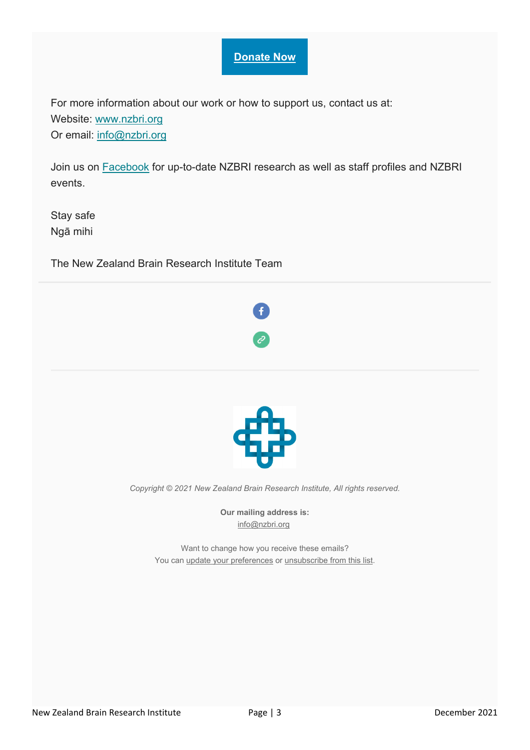**Donate Now**

For more information about our work or how to support us, contact us at:
Website: www.nzbri.org
Or email: info@nzbri.org

Join us on Facebook for up-to-date NZBRI research as well as staff profiles and NZBRI events.

Stay safe
Ngā mihi

The New Zealand Brain Research Institute Team

---

*Copyright © 2021 New Zealand Brain Research Institute, All rights reserved.*

**Our mailing address is:**
info@nzbri.org

Want to change how you receive these emails?
You can update your preferences or unsubscribe from this list.